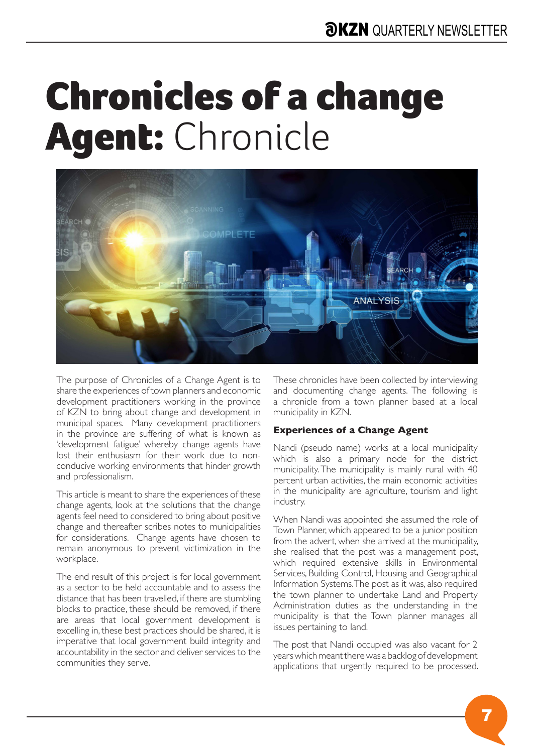# Chronicles of a change Agent: Chronicle

The purpose of Chronicles of a Change Agent is to share the experiences of town planners and economic development practitioners working in the province of KZN to bring about change and development in municipal spaces. Many development practitioners in the province are suffering of what is known as 'development fatigue' whereby change agents have lost their enthusiasm for their work due to non-conducive working environments that hinder growth and professionalism.

This article is meant to share the experiences of these change agents, look at the solutions that the change agents feel need to considered to bring about positive change and thereafter scribes notes to municipalities for considerations. Change agents have chosen to remain anonymous to prevent victimization in the workplace.

The end result of this project is for local government as a sector to be held accountable and to assess the distance that has been travelled, if there are stumbling blocks to practice, these should be removed, if there are areas that local government development is excelling in, these best practices should be shared, it is imperative that local government build integrity and accountability in the sector and deliver services to the communities they serve.

These chronicles have been collected by interviewing and documenting change agents. The following is a chronicle from a town planner based at a local municipality in KZN.

### Experiences of a Change Agent

Nandi (pseudo name) works at a local municipality which is also a primary node for the district municipality. The municipality is mainly rural with 40 percent urban activities, the main economic activities in the municipality are agriculture, tourism and light industry.

When Nandi was appointed she assumed the role of Town Planner, which appeared to be a junior position from the advert, when she arrived at the municipality, she realised that the post was a management post, which required extensive skills in Environmental Services, Building Control, Housing and Geographical Information Systems. The post as it was, also required the town planner to undertake Land and Property Administration duties as the understanding in the municipality is that the Town planner manages all issues pertaining to land.

The post that Nandi occupied was also vacant for 2 years which meant there was a backlog of development applications that urgently required to be processed.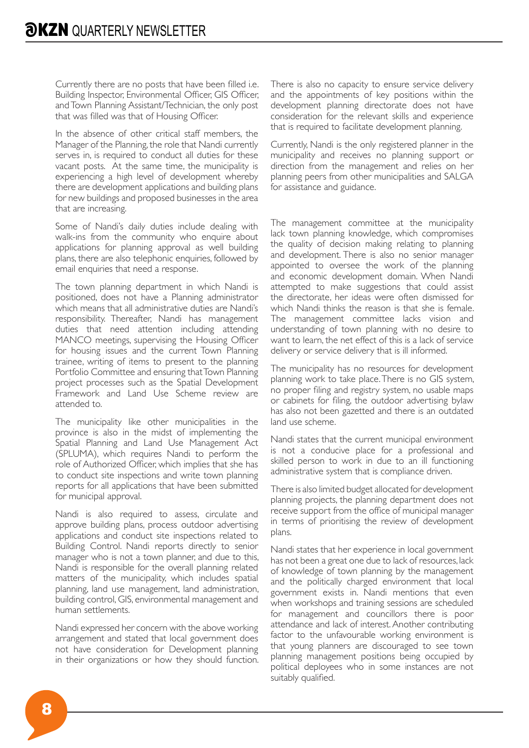Currently there are no posts that have been filled i.e. Building Inspector, Environmental Officer, GIS Officer, and Town Planning Assistant/Technician, the only post that was filled was that of Housing Officer.

In the absence of other critical staff members, the Manager of the Planning, the role that Nandi currently serves in, is required to conduct all duties for these vacant posts. At the same time, the municipality is experiencing a high level of development whereby there are development applications and building plans for new buildings and proposed businesses in the area that are increasing.

Some of Nandi's daily duties include dealing with walk-ins from the community who enquire about applications for planning approval as well building plans, there are also telephonic enquiries, followed by email enquiries that need a response.

The town planning department in which Nandi is positioned, does not have a Planning administrator which means that all administrative duties are Nandi's responsibility. Thereafter, Nandi has management duties that need attention including attending MANCO meetings, supervising the Housing Officer for housing issues and the current Town Planning trainee, writing of items to present to the planning Portfolio Committee and ensuring that Town Planning project processes such as the Spatial Development Framework and Land Use Scheme review are attended to.

The municipality like other municipalities in the province is also in the midst of implementing the Spatial Planning and Land Use Management Act (SPLUMA), which requires Nandi to perform the role of Authorized Officer, which implies that she has to conduct site inspections and write town planning reports for all applications that have been submitted for municipal approval.

Nandi is also required to assess, circulate and approve building plans, process outdoor advertising applications and conduct site inspections related to Building Control. Nandi reports directly to senior manager who is not a town planner, and due to this, Nandi is responsible for the overall planning related matters of the municipality, which includes spatial planning, land use management, land administration, building control, GIS, environmental management and human settlements.

Nandi expressed her concern with the above working arrangement and stated that local government does not have consideration for Development planning in their organizations or how they should function. There is also no capacity to ensure service delivery and the appointments of key positions within the development planning directorate does not have consideration for the relevant skills and experience that is required to facilitate development planning.

Currently, Nandi is the only registered planner in the municipality and receives no planning support or direction from the management and relies on her planning peers from other municipalities and SALGA for assistance and guidance.

The management committee at the municipality lack town planning knowledge, which compromises the quality of decision making relating to planning and development. There is also no senior manager appointed to oversee the work of the planning and economic development domain. When Nandi attempted to make suggestions that could assist the directorate, her ideas were often dismissed for which Nandi thinks the reason is that she is female. The management committee lacks vision and understanding of town planning with no desire to want to learn, the net effect of this is a lack of service delivery or service delivery that is ill informed.

The municipality has no resources for development planning work to take place. There is no GIS system, no proper filing and registry system, no usable maps or cabinets for filing, the outdoor advertising bylaw has also not been gazetted and there is an outdated land use scheme.

Nandi states that the current municipal environment is not a conducive place for a professional and skilled person to work in due to an ill functioning administrative system that is compliance driven.

There is also limited budget allocated for development planning projects, the planning department does not receive support from the office of municipal manager in terms of prioritising the review of development plans.

Nandi states that her experience in local government has not been a great one due to lack of resources, lack of knowledge of town planning by the management and the politically charged environment that local government exists in. Nandi mentions that even when workshops and training sessions are scheduled for management and councillors there is poor attendance and lack of interest. Another contributing factor to the unfavourable working environment is that young planners are discouraged to see town planning management positions being occupied by political deployees who in some instances are not suitably qualified.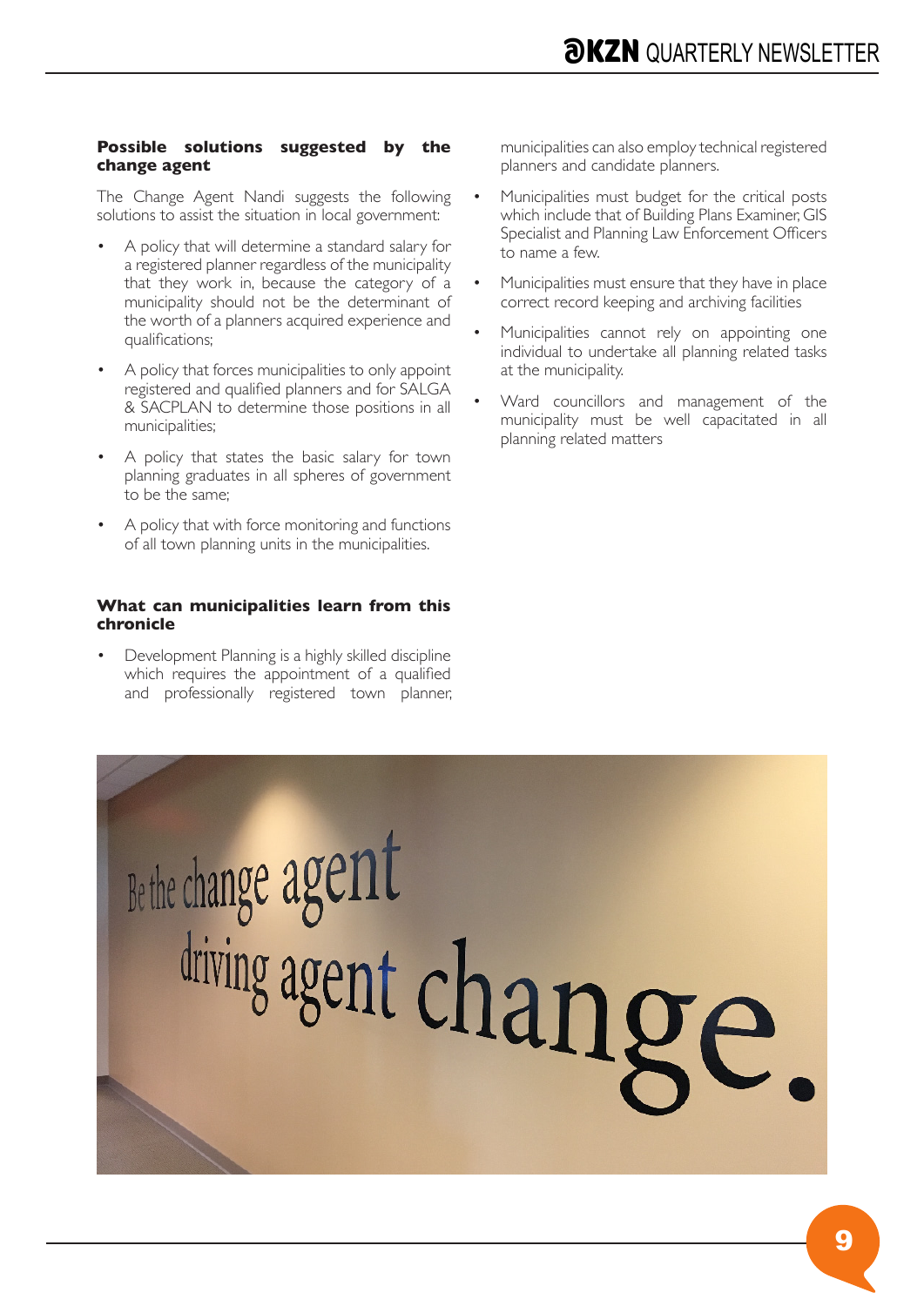### Possible solutions suggested by the change agent

The Change Agent Nandi suggests the following solutions to assist the situation in local government:

- A policy that will determine a standard salary for a registered planner regardless of the municipality that they work in, because the category of a municipality should not be the determinant of the worth of a planners acquired experience and qualifications;
- A policy that forces municipalities to only appoint registered and qualified planners and for SALGA & SACPLAN to determine those positions in all municipalities;
- A policy that states the basic salary for town planning graduates in all spheres of government to be the same;
- A policy that with force monitoring and functions of all town planning units in the municipalities.

### What can municipalities learn from this chronicle

- Development Planning is a highly skilled discipline which requires the appointment of a qualified and professionally registered town planner, municipalities can also employ technical registered planners and candidate planners.
- Municipalities must budget for the critical posts which include that of Building Plans Examiner, GIS Specialist and Planning Law Enforcement Officers to name a few.
- Municipalities must ensure that they have in place correct record keeping and archiving facilities
- Municipalities cannot rely on appointing one individual to undertake all planning related tasks at the municipality.
- Ward councillors and management of the municipality must be well capacitated in all planning related matters